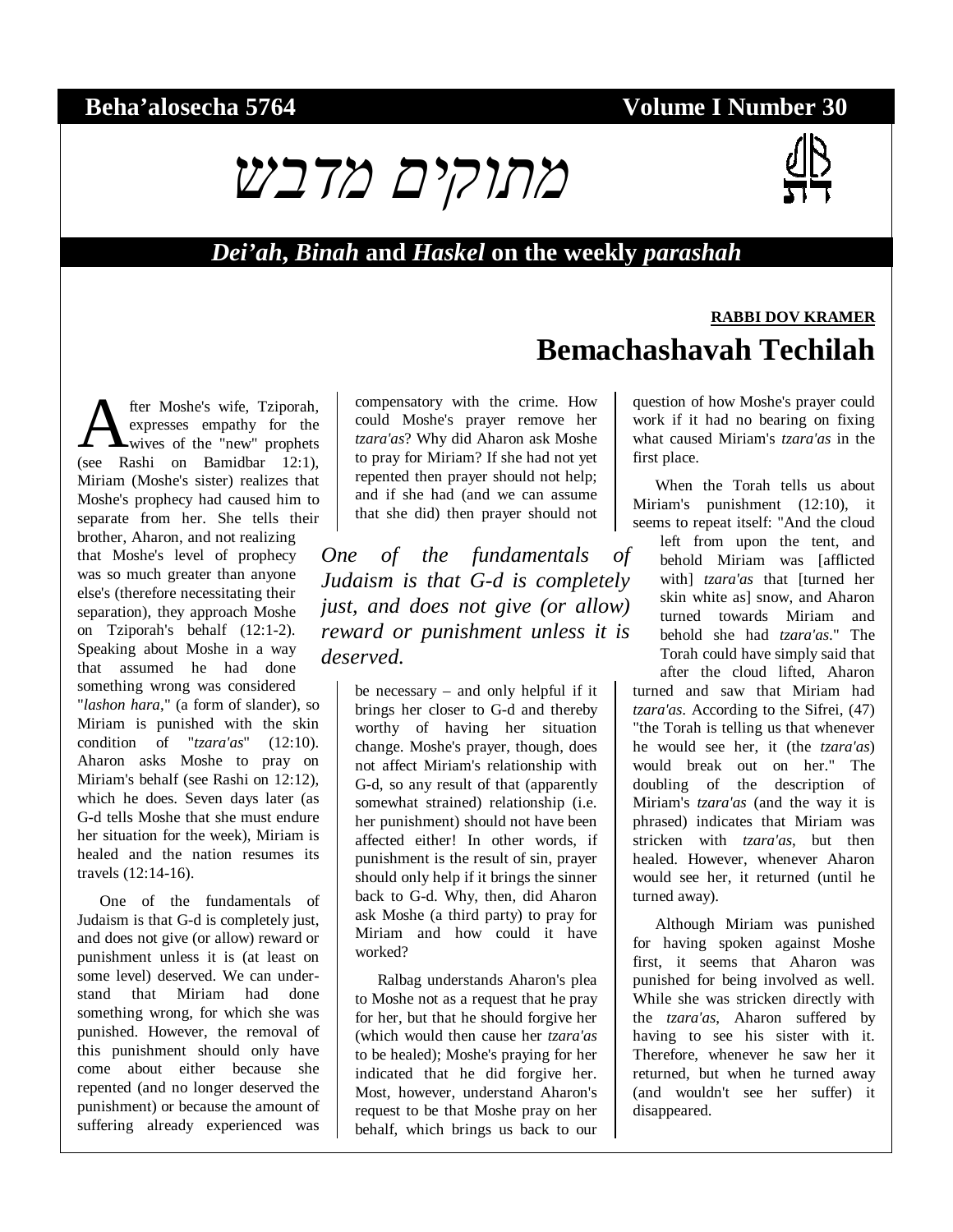**Beha'alosecha 5764** **Volume I Number 30**

# מתוקים מדבש

## *Dei'ah*, *Binah* and *Haskel* on the weekly *parashah*

**RABBI DOV KRAMER**

# Bemachashavah Techilah

After Moshe's wife, Tziporah, expresses empathy for the wives of the "new" prophets (see Rashi on Bamidbar 12:1), Miriam (Moshe's sister) realizes that Moshe's prophecy had caused him to separate from her. She tells their brother, Aharon, and not realizing that Moshe's level of prophecy was so much greater than anyone else's (therefore necessitating their separation), they approach Moshe on Tziporah's behalf (12:1-2). Speaking about Moshe in a way that assumed he had done something wrong was considered "*lashon hara*," (a form of slander), so Miriam is punished with the skin condition of "*tzara'as*" (12:10). Aharon asks Moshe to pray on Miriam's behalf (see Rashi on 12:12), which he does. Seven days later (as G-d tells Moshe that she must endure her situation for the week), Miriam is healed and the nation resumes its travels (12:14-16).

One of the fundamentals of Judaism is that G-d is completely just, and does not give (or allow) reward or punishment unless it is (at least on some level) deserved. We can understand that Miriam had done something wrong, for which she was punished. However, the removal of this punishment should only have come about either because she repented (and no longer deserved the punishment) or because the amount of suffering already experienced was compensatory with the crime. How could Moshe's prayer remove her *tzara'as*? Why did Aharon ask Moshe to pray for Miriam? If she had not yet repented then prayer should not help; and if she had (and we can assume that she did) then prayer should not be necessary – and only helpful if it brings her closer to G-d and thereby worthy of having her situation change. Moshe's prayer, though, does not affect Miriam's relationship with G-d, so any result of that (apparently somewhat strained) relationship (i.e. her punishment) should not have been affected either! In other words, if punishment is the result of sin, prayer should only help if it brings the sinner back to G-d. Why, then, did Aharon ask Moshe (a third party) to pray for Miriam and how could it have worked?

> *One of the fundamentals of Judaism is that G-d is completely just, and does not give (or allow) reward or punishment unless it is deserved.*

Ralbag understands Aharon's plea to Moshe not as a request that he pray for her, but that he should forgive her (which would then cause her *tzara'as* to be healed); Moshe's praying for her indicated that he did forgive her. Most, however, understand Aharon's request to be that Moshe pray on her behalf, which brings us back to our question of how Moshe's prayer could work if it had no bearing on fixing what caused Miriam's *tzara'as* in the first place.

When the Torah tells us about Miriam's punishment (12:10), it seems to repeat itself: "And the cloud left from upon the tent, and behold Miriam was [afflicted with] *tzara'as* that [turned her skin white as] snow, and Aharon turned towards Miriam and behold she had *tzara'as*." The Torah could have simply said that after the cloud lifted, Aharon turned and saw that Miriam had *tzara'as*. According to the Sifrei, (47) "the Torah is telling us that whenever he would see her, it (the *tzara'as*) would break out on her." The doubling of the description of Miriam's *tzara'as* (and the way it is phrased) indicates that Miriam was stricken with *tzara'as*, but then healed. However, whenever Aharon would see her, it returned (until he turned away).

Although Miriam was punished for having spoken against Moshe first, it seems that Aharon was punished for being involved as well. While she was stricken directly with the *tzara'as*, Aharon suffered by having to see his sister with it. Therefore, whenever he saw her it returned, but when he turned away (and wouldn't see her suffer) it disappeared.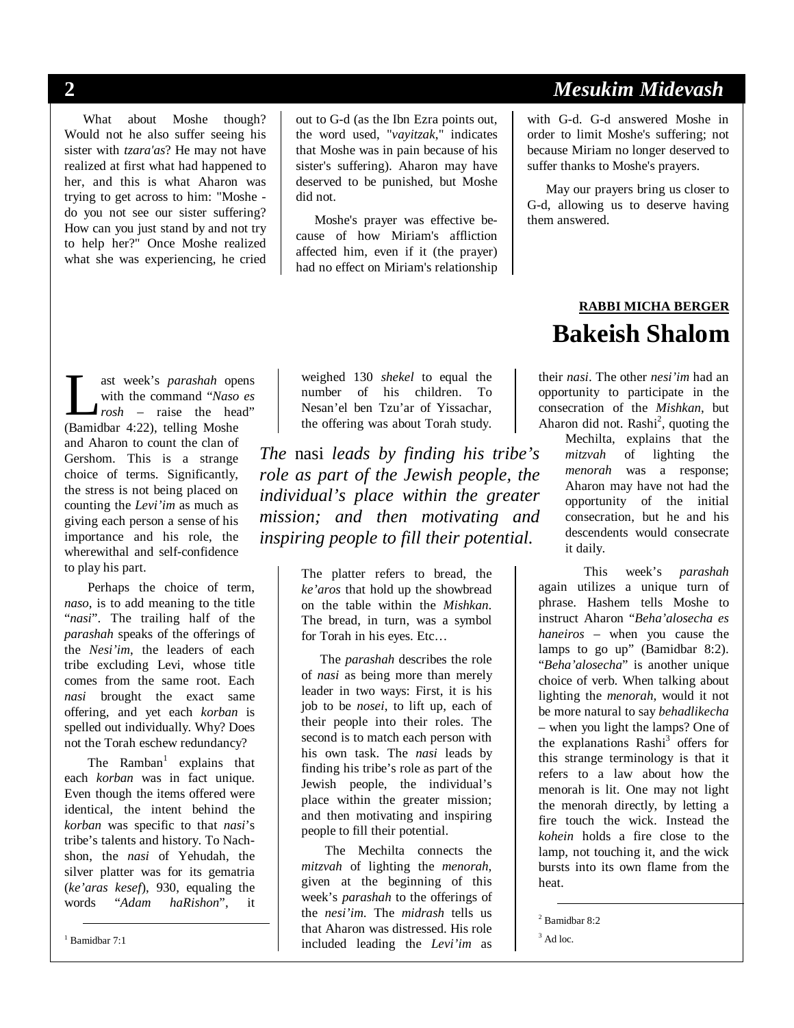What about Moshe though? Would not he also suffer seeing his sister with *tzara'as*? He may not have realized at first what had happened to her, and this is what Aharon was trying to get across to him: "Moshe - do you not see our sister suffering? How can you just stand by and not try to help her?" Once Moshe realized what she was experiencing, he cried out to G-d (as the Ibn Ezra points out, the word used, "*vayitzak*," indicates that Moshe was in pain because of his sister's suffering). Aharon may have deserved to be punished, but Moshe did not.

Moshe's prayer was effective because of how Miriam's affliction affected him, even if it (the prayer) had no effect on Miriam's relationship with G-d. G-d answered Moshe in order to limit Moshe's suffering; not because Miriam no longer deserved to suffer thanks to Moshe's prayers.

May our prayers bring us closer to G-d, allowing us to deserve having them answered.

**RABBI MICHA BERGER**

# Bakeish Shalom

Last week's *parashah* opens with the command "*Naso es rosh* – raise the head" (Bamidbar 4:22), telling Moshe and Aharon to count the clan of Gershom. This is a strange choice of terms. Significantly, the stress is not being placed on counting the *Levi'im* as much as giving each person a sense of his importance and his role, the wherewithal and self-confidence to play his part.

Perhaps the choice of term, *naso*, is to add meaning to the title "*nasi*". The trailing half of the *parashah* speaks of the offerings of the *Nesi'im*, the leaders of each tribe excluding Levi, whose title comes from the same root. Each *nasi* brought the exact same offering, and yet each *korban* is spelled out individually. Why? Does not the Torah eschew redundancy?

The Ramban[1] explains that each *korban* was in fact unique. Even though the items offered were identical, the intent behind the *korban* was specific to that *nasi*'s tribe's talents and history. To Nachshon, the *nasi* of Yehudah, the silver platter was for its gematria (*ke'aras kesef*), 930, equaling the words "*Adam haRishon*", it weighed 130 *shekel* to equal the number of his children. To Nesan'el ben Tzu'ar of Yissachar, the offering was about Torah study. The platter refers to bread, the *ke'aros* that hold up the showbread on the table within the *Mishkan*. The bread, in turn, was a symbol for Torah in his eyes. Etc…

*The* nasi *leads by finding his tribe's role as part of the Jewish people, the individual's place within the greater mission; and then motivating and inspiring people to fill their potential.*

The *parashah* describes the role of *nasi* as being more than merely leader in two ways: First, it is his job to be *nosei*, to lift up, each of their people into their roles. The second is to match each person with his own task. The *nasi* leads by finding his tribe's role as part of the Jewish people, the individual's place within the greater mission; and then motivating and inspiring people to fill their potential.

The Mechilta connects the *mitzvah* of lighting the *menorah*, given at the beginning of this week's *parashah* to the offerings of the *nesi'im*. The *midrash* tells us that Aharon was distressed. His role included leading the *Levi'im* as their *nasi*. The other *nesi'im* had an opportunity to participate in the consecration of the *Mishkan*, but Aharon did not. Rashi[2], quoting the Mechilta, explains that the *mitzvah* of lighting the *menorah* was a response; Aharon may have not had the opportunity of the initial consecration, but he and his descendents would consecrate it daily.

This week's *parashah* again utilizes a unique turn of phrase. Hashem tells Moshe to instruct Aharon "*Beha'alosecha es haneiros* – when you cause the lamps to go up" (Bamidbar 8:2). "*Beha'alosecha*" is another unique choice of verb. When talking about lighting the *menorah*, would it not be more natural to say *behadlikecha* – when you light the lamps? One of the explanations Rashi[3] offers for this strange terminology is that it refers to a law about how the menorah is lit. One may not light the menorah directly, by letting a fire touch the wick. Instead the *kohein* holds a fire close to the lamp, not touching it, and the wick bursts into its own flame from the heat.

---

[1] Bamidbar 7:1

[2] Bamidbar 8:2

[3] Ad loc.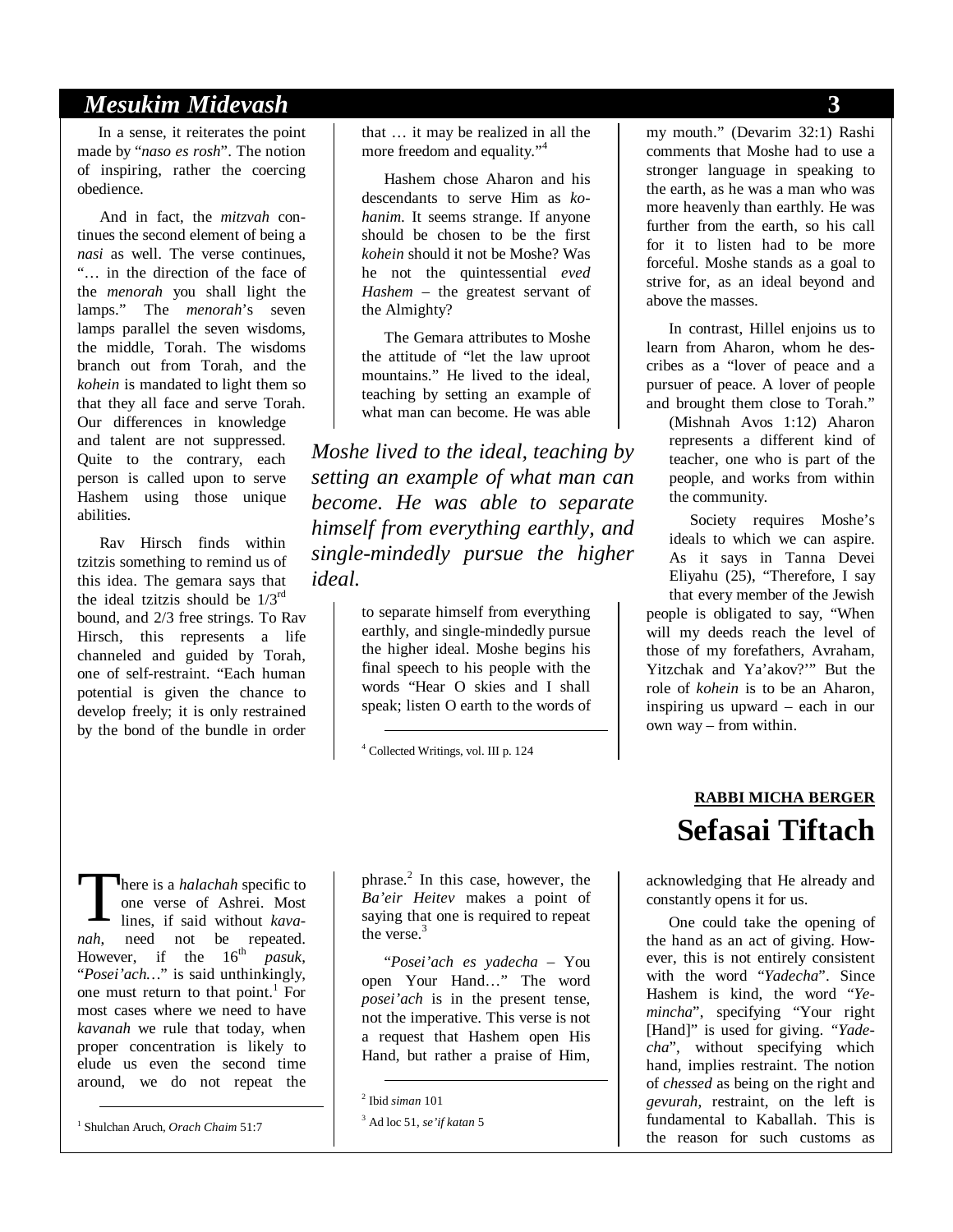In a sense, it reiterates the point made by "*naso es rosh*". The notion of inspiring, rather the coercing obedience.

And in fact, the *mitzvah* continues the second element of being a *nasi* as well. The verse continues, "… in the direction of the face of the *menorah* you shall light the lamps." The *menorah*'s seven lamps parallel the seven wisdoms, the middle, Torah. The wisdoms branch out from Torah, and the *kohein* is mandated to light them so that they all face and serve Torah. Our differences in knowledge and talent are not suppressed. Quite to the contrary, each person is called upon to serve Hashem using those unique abilities.

Rav Hirsch finds within tzitzis something to remind us of this idea. The gemara says that the ideal tzitzis should be 1/3rd bound, and 2/3 free strings. To Rav Hirsch, this represents a life channeled and guided by Torah, one of self-restraint. "Each human potential is given the chance to develop freely; it is only restrained by the bond of the bundle in order that … it may be realized in all the more freedom and equality."[4]

Hashem chose Aharon and his descendants to serve Him as *kohanim*. It seems strange. If anyone should be chosen to be the first *kohein* should it not be Moshe? Was he not the quintessential *eved Hashem* – the greatest servant of the Almighty?

The Gemara attributes to Moshe the attitude of "let the law uproot mountains." He lived to the ideal, teaching by setting an example of what man can become. He was able to separate himself from everything earthly, and single-mindedly pursue the higher ideal. Moshe begins his final speech to his people with the words "Hear O skies and I shall speak; listen O earth to the words of my mouth." (Devarim 32:1) Rashi comments that Moshe had to use a stronger language in speaking to the earth, as he was a man who was more heavenly than earthly. He was further from the earth, so his call for it to listen had to be more forceful. Moshe stands as a goal to strive for, as an ideal beyond and above the masses.

*Moshe lived to the ideal, teaching by setting an example of what man can become. He was able to separate himself from everything earthly, and single-mindedly pursue the higher ideal.*

In contrast, Hillel enjoins us to learn from Aharon, whom he describes as a "lover of peace and a pursuer of peace. A lover of people and brought them close to Torah." (Mishnah Avos 1:12) Aharon represents a different kind of teacher, one who is part of the people, and works from within the community.

Society requires Moshe's ideals to which we can aspire. As it says in Tanna Devei Eliyahu (25), "Therefore, I say that every member of the Jewish people is obligated to say, "When will my deeds reach the level of those of my forefathers, Avraham, Yitzchak and Ya'akov?'" But the role of *kohein* is to be an Aharon, inspiring us upward – each in our own way – from within.

[4] Collected Writings, vol. III p. 124

**RABBI MICHA BERGER**

# Sefasai Tiftach

There is a *halachah* specific to one verse of Ashrei. Most lines, if said without *kavanah*, need not be repeated. However, if the 16th *pasuk*, "*Posei'ach…*" is said unthinkingly, one must return to that point.[1] For most cases where we need to have *kavanah* we rule that today, when proper concentration is likely to elude us even the second time around, we do not repeat the phrase.[2] In this case, however, the *Ba'eir Heitev* makes a point of saying that one is required to repeat the verse.[3]

"*Posei'ach es yadecha* – You open Your Hand…" The word *posei'ach* is in the present tense, not the imperative. This verse is not a request that Hashem open His Hand, but rather a praise of Him, acknowledging that He already and constantly opens it for us.

One could take the opening of the hand as an act of giving. However, this is not entirely consistent with the word "*Yadecha*". Since Hashem is kind, the word "*Yemincha*", specifying "Your right [Hand]" is used for giving. "*Yadecha*", without specifying which hand, implies restraint. The notion of *chessed* as being on the right and *gevurah*, restraint, on the left is fundamental to Kaballah. This is the reason for such customs as

[1] Shulchan Aruch, *Orach Chaim* 51:7

[2] Ibid *siman* 101

[3] Ad loc 51, *se'if katan* 5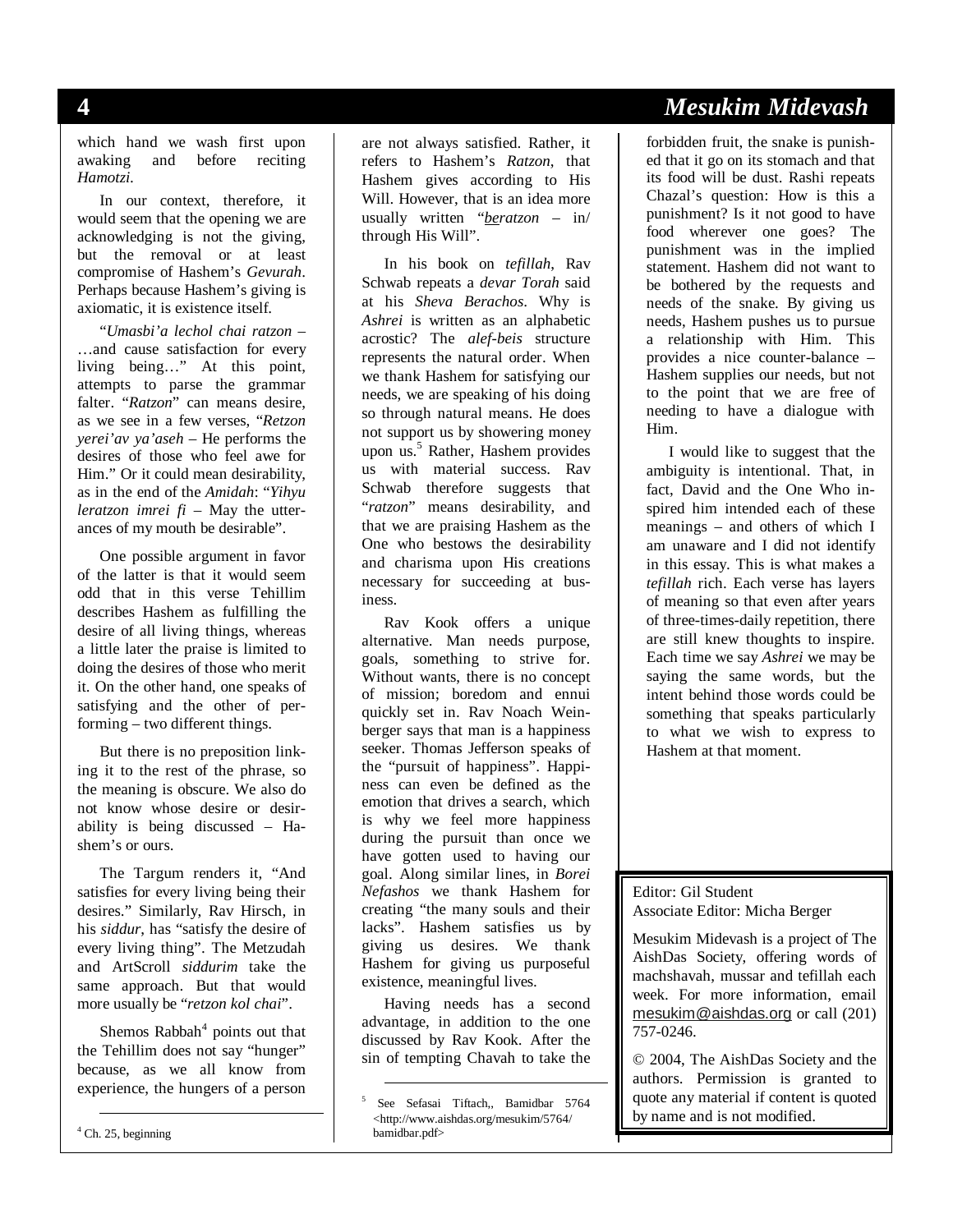which hand we wash first upon awaking and before reciting *Hamotzi*.

In our context, therefore, it would seem that the opening we are acknowledging is not the giving, but the removal or at least compromise of Hashem's *Gevurah*. Perhaps because Hashem's giving is axiomatic, it is existence itself.

"*Umasbi'a lechol chai ratzon* – …and cause satisfaction for every living being…" At this point, attempts to parse the grammar falter. "*Ratzon*" can means desire, as we see in a few verses, "*Retzon yerei'av ya'aseh* – He performs the desires of those who feel awe for Him." Or it could mean desirability, as in the end of the *Amidah*: "*Yihyu leratzon imrei fi* – May the utterances of my mouth be desirable".

One possible argument in favor of the latter is that it would seem odd that in this verse Tehillim describes Hashem as fulfilling the desire of all living things, whereas a little later the praise is limited to doing the desires of those who merit it. On the other hand, one speaks of satisfying and the other of performing – two different things.

But there is no preposition linking it to the rest of the phrase, so the meaning is obscure. We also do not know whose desire or desirability is being discussed – Hashem's or ours.

The Targum renders it, "And satisfies for every living being their desires." Similarly, Rav Hirsch, in his *siddur*, has "satisfy the desire of every living thing". The Metzudah and ArtScroll *siddurim* take the same approach. But that would more usually be "*retzon kol chai*".

Shemos Rabbah[4] points out that the Tehillim does not say "hunger" because, as we all know from experience, the hungers of a person are not always satisfied. Rather, it refers to Hashem's *Ratzon*, that Hashem gives according to His Will. However, that is an idea more usually written "*be*ratzon – in/through His Will".

In his book on *tefillah*, Rav Schwab repeats a *devar Torah* said at his *Sheva Berachos*. Why is *Ashrei* is written as an alphabetic acrostic? The *alef-beis* structure represents the natural order. When we thank Hashem for satisfying our needs, we are speaking of his doing so through natural means. He does not support us by showering money upon us.[5] Rather, Hashem provides us with material success. Rav Schwab therefore suggests that "*ratzon*" means desirability, and that we are praising Hashem as the One who bestows the desirability and charisma upon His creations necessary for succeeding at business.

Rav Kook offers a unique alternative. Man needs purpose, goals, something to strive for. Without wants, there is no concept of mission; boredom and ennui quickly set in. Rav Noach Weinberger says that man is a happiness seeker. Thomas Jefferson speaks of the "pursuit of happiness". Happiness can even be defined as the emotion that drives a search, which is why we feel more happiness during the pursuit than once we have gotten used to having our goal. Along similar lines, in *Borei Nefashos* we thank Hashem for creating "the many souls and their lacks". Hashem satisfies us by giving us desires. We thank Hashem for giving us purposeful existence, meaningful lives.

Having needs has a second advantage, in addition to the one discussed by Rav Kook. After the sin of tempting Chavah to take the forbidden fruit, the snake is punished that it go on its stomach and that its food will be dust. Rashi repeats Chazal's question: How is this a punishment? Is it not good to have food wherever one goes? The punishment was in the implied statement. Hashem did not want to be bothered by the requests and needs of the snake. By giving us needs, Hashem pushes us to pursue a relationship with Him. This provides a nice counter-balance – Hashem supplies our needs, but not to the point that we are free of needing to have a dialogue with Him.

I would like to suggest that the ambiguity is intentional. That, in fact, David and the One Who inspired him intended each of these meanings – and others of which I am unaware and I did not identify in this essay. This is what makes a *tefillah* rich. Each verse has layers of meaning so that even after years of three-times-daily repetition, there are still knew thoughts to inspire. Each time we say *Ashrei* we may be saying the same words, but the intent behind those words could be something that speaks particularly to what we wish to express to Hashem at that moment.

---

[4] Ch. 25, beginning

[5] See Sefasai Tiftach,, Bamidbar 5764 <http://www.aishdas.org/mesukim/5764/bamidbar.pdf>

---

Editor: Gil Student
Associate Editor: Micha Berger

Mesukim Midevash is a project of The AishDas Society, offering words of machshavah, mussar and tefillah each week. For more information, email mesukim@aishdas.org or call (201) 757-0246.

© 2004, The AishDas Society and the authors. Permission is granted to quote any material if content is quoted by name and is not modified.